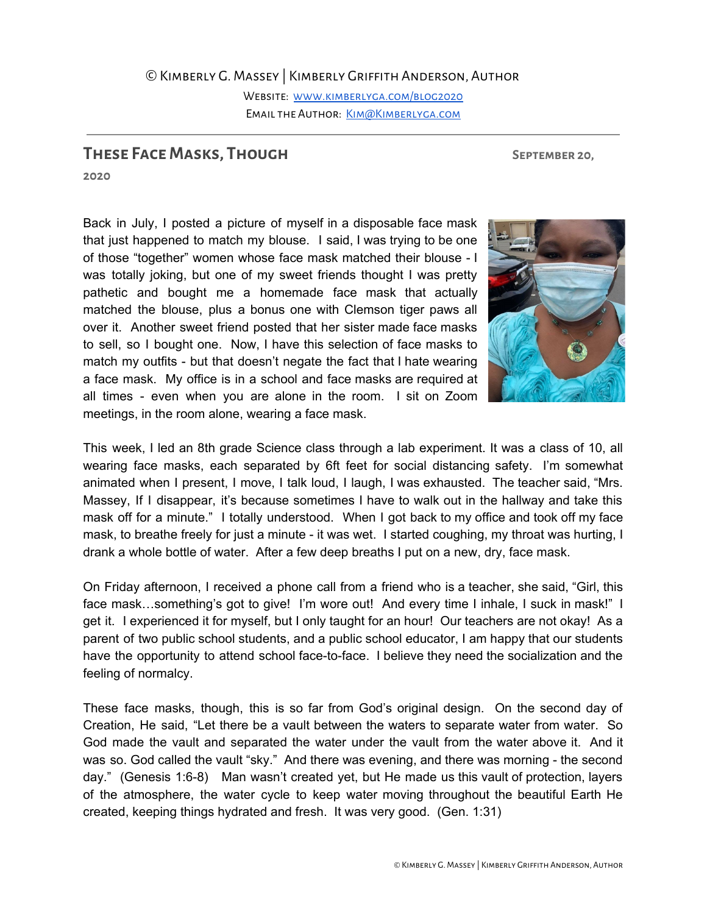© Kimberly G. Massey | Kimberly Griffith Anderson, Author

Website: [www.kimberlyga.com/blog2020](http://www.kimberlyga.com/blog2020)

Email the Author: [Kim@Kimberlyga.com](mailto:Kim@Kimberlyga.com)

---

## These Face Masks, Though

**September 20, 2020**

Back in July, I posted a picture of myself in a disposable face mask that just happened to match my blouse. I said, I was trying to be one of those "together" women whose face mask matched their blouse - I was totally joking, but one of my sweet friends thought I was pretty pathetic and bought me a homemade face mask that actually matched the blouse, plus a bonus one with Clemson tiger paws all over it. Another sweet friend posted that her sister made face masks to sell, so I bought one. Now, I have this selection of face masks to match my outfits - but that doesn't negate the fact that I hate wearing a face mask. My office is in a school and face masks are required at all times - even when you are alone in the room. I sit on Zoom meetings, in the room alone, wearing a face mask.

This week, I led an 8th grade Science class through a lab experiment. It was a class of 10, all wearing face masks, each separated by 6ft feet for social distancing safety. I'm somewhat animated when I present, I move, I talk loud, I laugh, I was exhausted. The teacher said, "Mrs. Massey, If I disappear, it's because sometimes I have to walk out in the hallway and take this mask off for a minute." I totally understood. When I got back to my office and took off my face mask, to breathe freely for just a minute - it was wet. I started coughing, my throat was hurting, I drank a whole bottle of water. After a few deep breaths I put on a new, dry, face mask.

On Friday afternoon, I received a phone call from a friend who is a teacher, she said, "Girl, this face mask…something's got to give! I'm wore out! And every time I inhale, I suck in mask!" I get it. I experienced it for myself, but I only taught for an hour! Our teachers are not okay! As a parent of two public school students, and a public school educator, I am happy that our students have the opportunity to attend school face-to-face. I believe they need the socialization and the feeling of normalcy.

These face masks, though, this is so far from God's original design. On the second day of Creation, He said, "Let there be a vault between the waters to separate water from water. So God made the vault and separated the water under the vault from the water above it. And it was so. God called the vault "sky." And there was evening, and there was morning - the second day." (Genesis 1:6-8) Man wasn't created yet, but He made us this vault of protection, layers of the atmosphere, the water cycle to keep water moving throughout the beautiful Earth He created, keeping things hydrated and fresh. It was very good. (Gen. 1:31)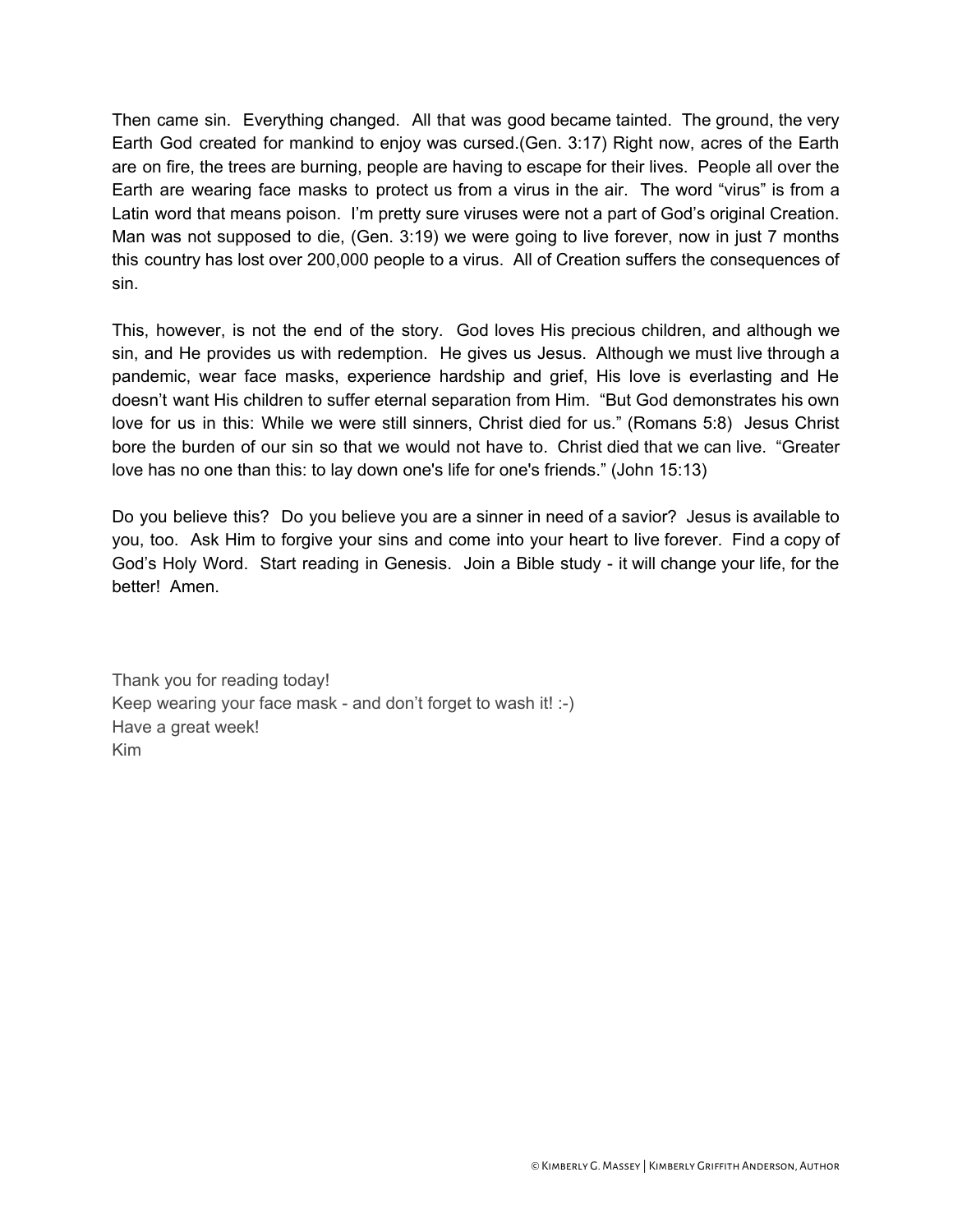Then came sin. Everything changed. All that was good became tainted. The ground, the very Earth God created for mankind to enjoy was cursed.(Gen. 3:17) Right now, acres of the Earth are on fire, the trees are burning, people are having to escape for their lives. People all over the Earth are wearing face masks to protect us from a virus in the air. The word "virus" is from a Latin word that means poison. I'm pretty sure viruses were not a part of God's original Creation. Man was not supposed to die, (Gen. 3:19) we were going to live forever, now in just 7 months this country has lost over 200,000 people to a virus. All of Creation suffers the consequences of sin.

This, however, is not the end of the story. God loves His precious children, and although we sin, and He provides us with redemption. He gives us Jesus. Although we must live through a pandemic, wear face masks, experience hardship and grief, His love is everlasting and He doesn't want His children to suffer eternal separation from Him. "But God demonstrates his own love for us in this: While we were still sinners, Christ died for us." (Romans 5:8) Jesus Christ bore the burden of our sin so that we would not have to. Christ died that we can live. "Greater love has no one than this: to lay down one's life for one's friends." (John 15:13)

Do you believe this? Do you believe you are a sinner in need of a savior? Jesus is available to you, too. Ask Him to forgive your sins and come into your heart to live forever. Find a copy of God's Holy Word. Start reading in Genesis. Join a Bible study - it will change your life, for the better! Amen.

Thank you for reading today!
Keep wearing your face mask - and don't forget to wash it! :-)
Have a great week!
Kim

© Kimberly G. Massey | Kimberly Griffith Anderson, Author